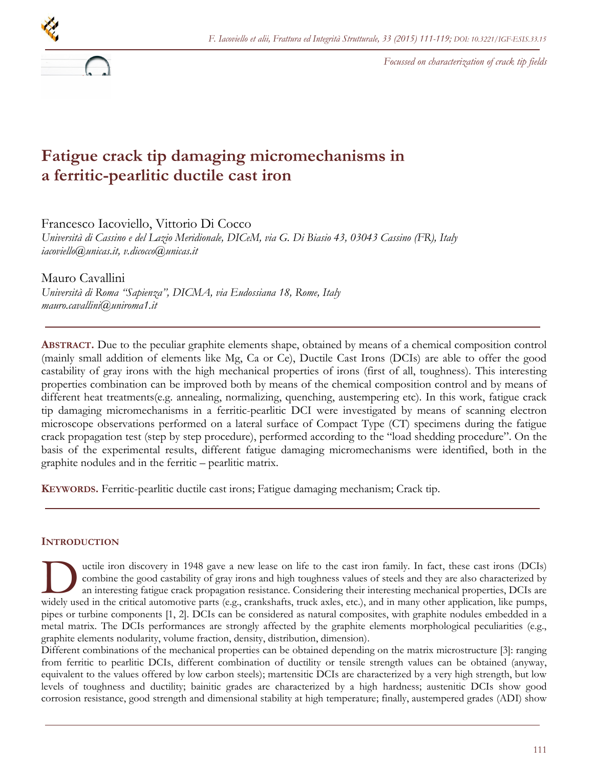*Focussed on characterization of crack tip fields*

# Fatigue crack tip damaging micromechanisms in a ferritic-pearlitic ductile cast iron

Francesco Iacoviello, Vittorio Di Cocco
*Università di Cassino e del Lazio Meridionale, DICeM, via G. Di Biasio 43, 03043 Cassino (FR), Italy*
*iacoviello@unicas.it, v.dicocco@unicas.it*

Mauro Cavallini
*Università di Roma "Sapienza", DICMA, via Eudossiana 18, Rome, Italy*
*mauro.cavallini@uniroma1.it*

**ABSTRACT.** Due to the peculiar graphite elements shape, obtained by means of a chemical composition control (mainly small addition of elements like Mg, Ca or Ce), Ductile Cast Irons (DCIs) are able to offer the good castability of gray irons with the high mechanical properties of irons (first of all, toughness). This interesting properties combination can be improved both by means of the chemical composition control and by means of different heat treatments(e.g. annealing, normalizing, quenching, austempering etc). In this work, fatigue crack tip damaging micromechanisms in a ferritic-pearlitic DCI were investigated by means of scanning electron microscope observations performed on a lateral surface of Compact Type (CT) specimens during the fatigue crack propagation test (step by step procedure), performed according to the "load shedding procedure". On the basis of the experimental results, different fatigue damaging micromechanisms were identified, both in the graphite nodules and in the ferritic – pearlitic matrix.

**KEYWORDS.** Ferritic-pearlitic ductile cast irons; Fatigue damaging mechanism; Crack tip.

## INTRODUCTION

Ductile iron discovery in 1948 gave a new lease on life to the cast iron family. In fact, these cast irons (DCIs) combine the good castability of gray irons and high toughness values of steels and they are also characterized by an interesting fatigue crack propagation resistance. Considering their interesting mechanical properties, DCIs are widely used in the critical automotive parts (e.g., crankshafts, truck axles, etc.), and in many other application, like pumps, pipes or turbine components [1, 2]. DCIs can be considered as natural composites, with graphite nodules embedded in a metal matrix. The DCIs performances are strongly affected by the graphite elements morphological peculiarities (e.g., graphite elements nodularity, volume fraction, density, distribution, dimension).

Different combinations of the mechanical properties can be obtained depending on the matrix microstructure [3]: ranging from ferritic to pearlitic DCIs, different combination of ductility or tensile strength values can be obtained (anyway, equivalent to the values offered by low carbon steels); martensitic DCIs are characterized by a very high strength, but low levels of toughness and ductility; bainitic grades are characterized by a high hardness; austenitic DCIs show good corrosion resistance, good strength and dimensional stability at high temperature; finally, austempered grades (ADI) show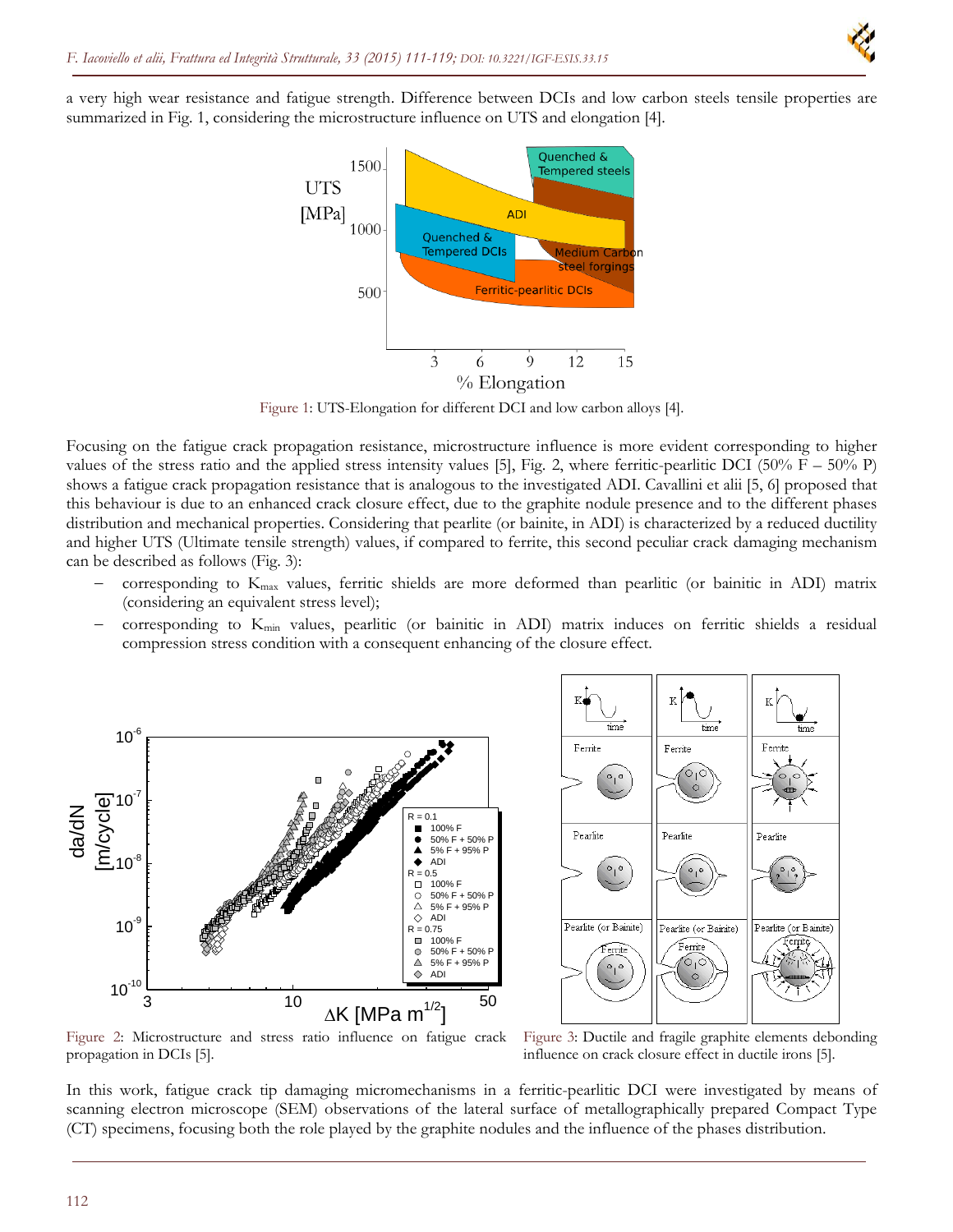a very high wear resistance and fatigue strength. Difference between DCIs and low carbon steels tensile properties are summarized in Fig. 1, considering the microstructure influence on UTS and elongation [4].

Figure 1: UTS-Elongation for different DCI and low carbon alloys [4].

Focusing on the fatigue crack propagation resistance, microstructure influence is more evident corresponding to higher values of the stress ratio and the applied stress intensity values [5], Fig. 2, where ferritic-pearlitic DCI (50% F – 50% P) shows a fatigue crack propagation resistance that is analogous to the investigated ADI. Cavallini et alii [5, 6] proposed that this behaviour is due to an enhanced crack closure effect, due to the graphite nodule presence and to the different phases distribution and mechanical properties. Considering that pearlite (or bainite, in ADI) is characterized by a reduced ductility and higher UTS (Ultimate tensile strength) values, if compared to ferrite, this second peculiar crack damaging mechanism can be described as follows (Fig. 3):

- corresponding to $K_{max}$ values, ferritic shields are more deformed than pearlitic (or bainitic in ADI) matrix (considering an equivalent stress level);
- corresponding to $K_{min}$ values, pearlitic (or bainitic in ADI) matrix induces on ferritic shields a residual compression stress condition with a consequent enhancing of the closure effect.

Figure 2: Microstructure and stress ratio influence on fatigue crack propagation in DCIs [5].

Figure 3: Ductile and fragile graphite elements debonding influence on crack closure effect in ductile irons [5].

In this work, fatigue crack tip damaging micromechanisms in a ferritic-pearlitic DCI were investigated by means of scanning electron microscope (SEM) observations of the lateral surface of metallographically prepared Compact Type (CT) specimens, focusing both the role played by the graphite nodules and the influence of the phases distribution.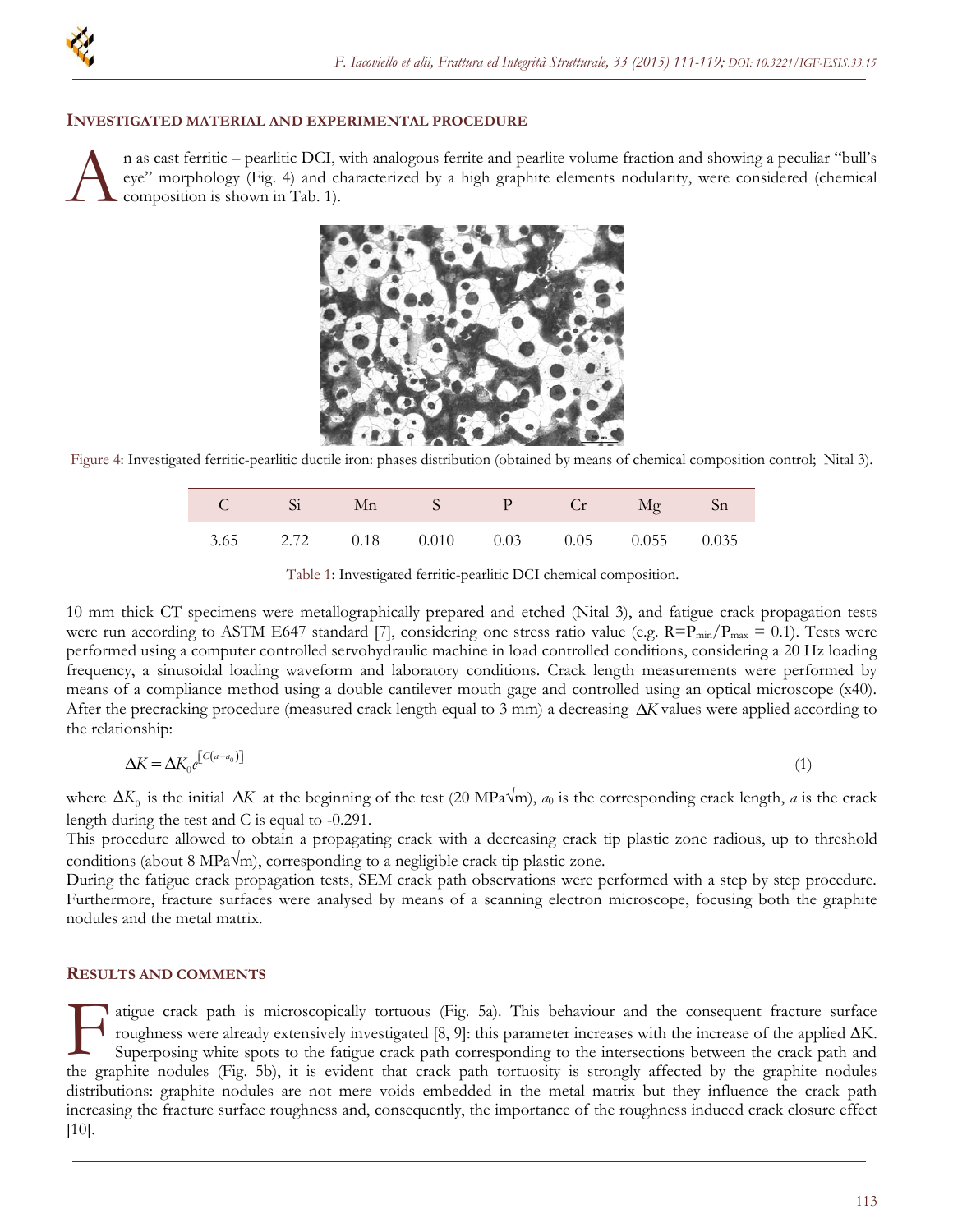## INVESTIGATED MATERIAL AND EXPERIMENTAL PROCEDURE

An as cast ferritic – pearlitic DCI, with analogous ferrite and pearlite volume fraction and showing a peculiar "bull's eye" morphology (Fig. 4) and characterized by a high graphite elements nodularity, were considered (chemical composition is shown in Tab. 1).

Figure 4: Investigated ferritic-pearlitic ductile iron: phases distribution (obtained by means of chemical composition control; Nital 3).

| C | Si | Mn | S | P | Cr | Mg | Sn |
|---|---|---|---|---|---|---|---|
| 3.65 | 2.72 | 0.18 | 0.010 | 0.03 | 0.05 | 0.055 | 0.035 |

Table 1: Investigated ferritic-pearlitic DCI chemical composition.

10 mm thick CT specimens were metallographically prepared and etched (Nital 3), and fatigue crack propagation tests were run according to ASTM E647 standard [7], considering one stress ratio value (e.g. $R=P_{min}/P_{max} = 0.1$). Tests were performed using a computer controlled servohydraulic machine in load controlled conditions, considering a 20 Hz loading frequency, a sinusoidal loading waveform and laboratory conditions. Crack length measurements were performed by means of a compliance method using a double cantilever mouth gage and controlled using an optical microscope (x40). After the precracking procedure (measured crack length equal to 3 mm) a decreasing $\Delta K$ values were applied according to the relationship:

$$\Delta K = \Delta K_0 e^{\left[C(a-a_0)\right]} \tag{1}$$

where $\Delta K_0$ is the initial $\Delta K$ at the beginning of the test (20 MPa√m), $a_0$ is the corresponding crack length, $a$ is the crack length during the test and C is equal to -0.291.

This procedure allowed to obtain a propagating crack with a decreasing crack tip plastic zone radious, up to threshold conditions (about 8 MPa√m), corresponding to a negligible crack tip plastic zone.

During the fatigue crack propagation tests, SEM crack path observations were performed with a step by step procedure. Furthermore, fracture surfaces were analysed by means of a scanning electron microscope, focusing both the graphite nodules and the metal matrix.

## RESULTS AND COMMENTS

Fatigue crack path is microscopically tortuous (Fig. 5a). This behaviour and the consequent fracture surface roughness were already extensively investigated [8, 9]: this parameter increases with the increase of the applied ΔK. Superposing white spots to the fatigue crack path corresponding to the intersections between the crack path and the graphite nodules (Fig. 5b), it is evident that crack path tortuosity is strongly affected by the graphite nodules distributions: graphite nodules are not mere voids embedded in the metal matrix but they influence the crack path increasing the fracture surface roughness and, consequently, the importance of the roughness induced crack closure effect [10].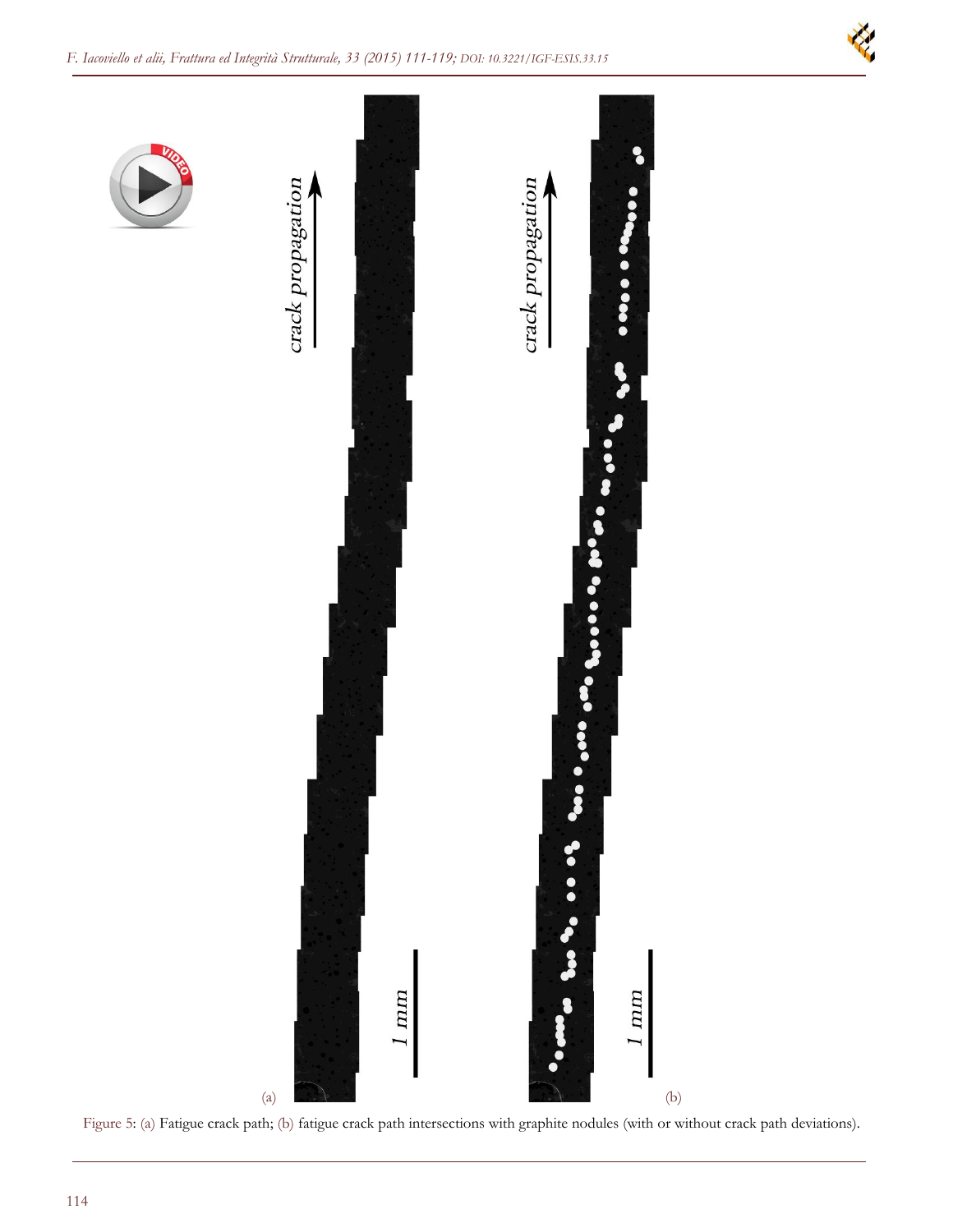Figure 5: (a) Fatigue crack path; (b) fatigue crack path intersections with graphite nodules (with or without crack path deviations).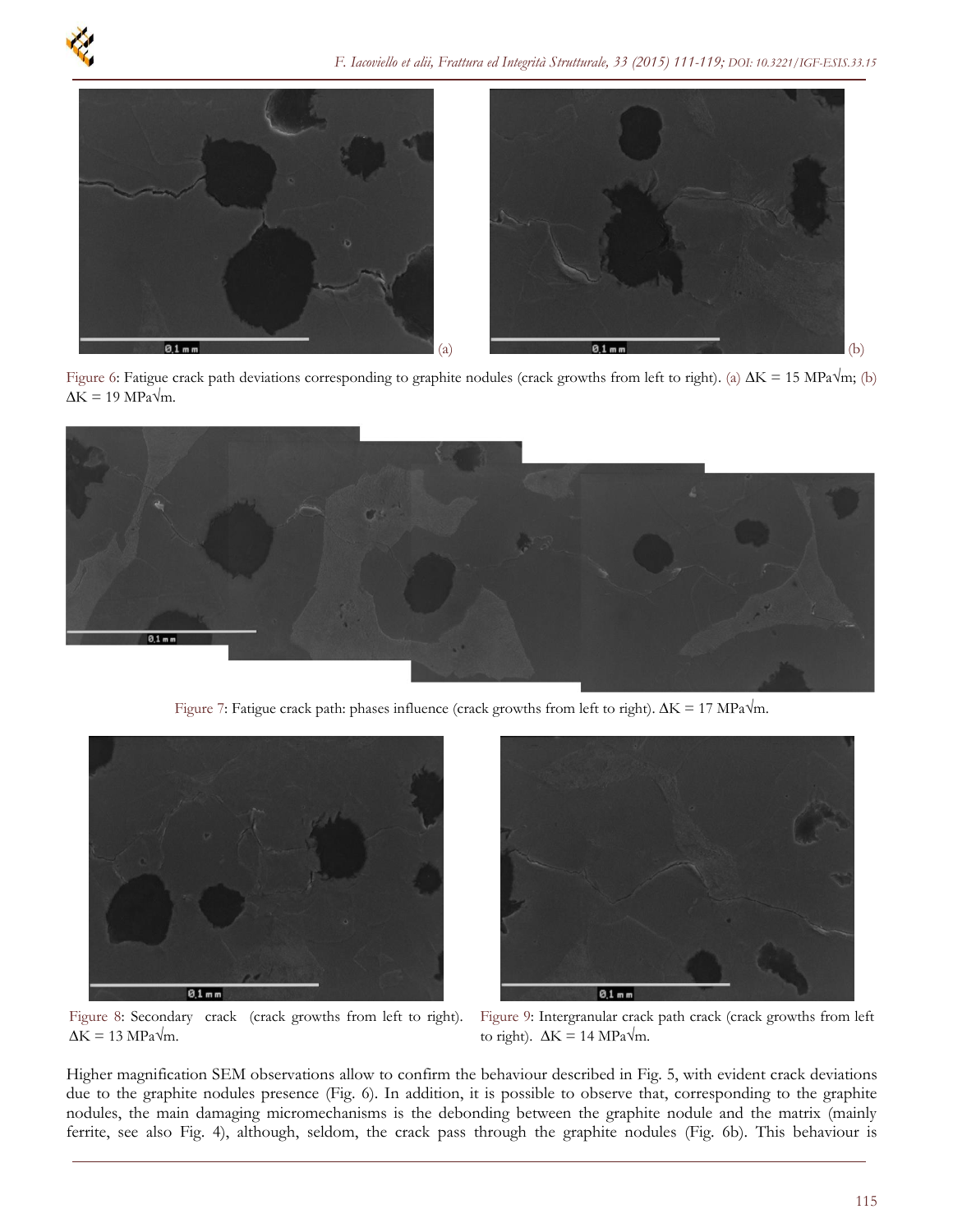Figure 6: Fatigue crack path deviations corresponding to graphite nodules (crack growths from left to right). (a) ΔK = 15 MPa√m; (b) ΔK = 19 MPa√m.

Figure 7: Fatigue crack path: phases influence (crack growths from left to right). ΔK = 17 MPa√m.

Figure 8: Secondary crack (crack growths from left to right). ΔK = 13 MPa√m.

Figure 9: Intergranular crack path crack (crack growths from left to right). ΔK = 14 MPa√m.

Higher magnification SEM observations allow to confirm the behaviour described in Fig. 5, with evident crack deviations due to the graphite nodules presence (Fig. 6). In addition, it is possible to observe that, corresponding to the graphite nodules, the main damaging micromechanisms is the debonding between the graphite nodule and the matrix (mainly ferrite, see also Fig. 4), although, seldom, the crack pass through the graphite nodules (Fig. 6b). This behaviour is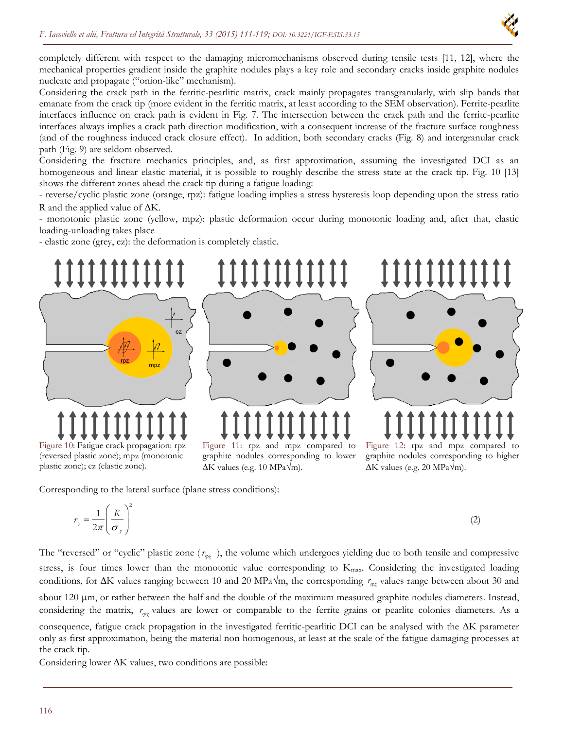completely different with respect to the damaging micromechanisms observed during tensile tests [11, 12], where the mechanical properties gradient inside the graphite nodules plays a key role and secondary cracks inside graphite nodules nucleate and propagate ("onion-like" mechanism).

Considering the crack path in the ferritic-pearlitic matrix, crack mainly propagates transgranularly, with slip bands that emanate from the crack tip (more evident in the ferritic matrix, at least according to the SEM observation). Ferrite-pearlite interfaces influence on crack path is evident in Fig. 7. The intersection between the crack path and the ferrite-pearlite interfaces always implies a crack path direction modification, with a consequent increase of the fracture surface roughness (and of the roughness induced crack closure effect). In addition, both secondary cracks (Fig. 8) and intergranular crack path (Fig. 9) are seldom observed.

Considering the fracture mechanics principles, and, as first approximation, assuming the investigated DCI as an homogeneous and linear elastic material, it is possible to roughly describe the stress state at the crack tip. Fig. 10 [13] shows the different zones ahead the crack tip during a fatigue loading:

- reverse/cyclic plastic zone (orange, rpz): fatigue loading implies a stress hysteresis loop depending upon the stress ratio R and the applied value of ΔK.
- monotonic plastic zone (yellow, mpz): plastic deformation occur during monotonic loading and, after that, elastic loading-unloading takes place
- elastic zone (grey, ez): the deformation is completely elastic.

Figure 10: Fatigue crack propagation: rpz (reversed plastic zone); mpz (monotonic plastic zone); ez (elastic zone).

Figure 11: rpz and mpz compared to graphite nodules corresponding to lower ΔK values (e.g. 10 MPa√m).

Figure 12: rpz and mpz compared to graphite nodules corresponding to higher ΔK values (e.g. 20 MPa√m).

Corresponding to the lateral surface (plane stress conditions):

$$r_y = \frac{1}{2\pi}\left(\frac{K}{\sigma_y}\right)^2 \tag{2}$$

The "reversed" or "cyclic" plastic zone ($r_{rpz}$), the volume which undergoes yielding due to both tensile and compressive stress, is four times lower than the monotonic value corresponding to $K_{max}$. Considering the investigated loading conditions, for ΔK values ranging between 10 and 20 MPa√m, the corresponding $r_{rpz}$ values range between about 30 and about 120 μm, or rather between the half and the double of the maximum measured graphite nodules diameters. Instead, considering the matrix, $r_{rpz}$ values are lower or comparable to the ferrite grains or pearlite colonies diameters. As a consequence, fatigue crack propagation in the investigated ferritic-pearlitic DCI can be analysed with the ΔK parameter only as first approximation, being the material non homogenous, at least at the scale of the fatigue damaging processes at the crack tip.

Considering lower ΔK values, two conditions are possible: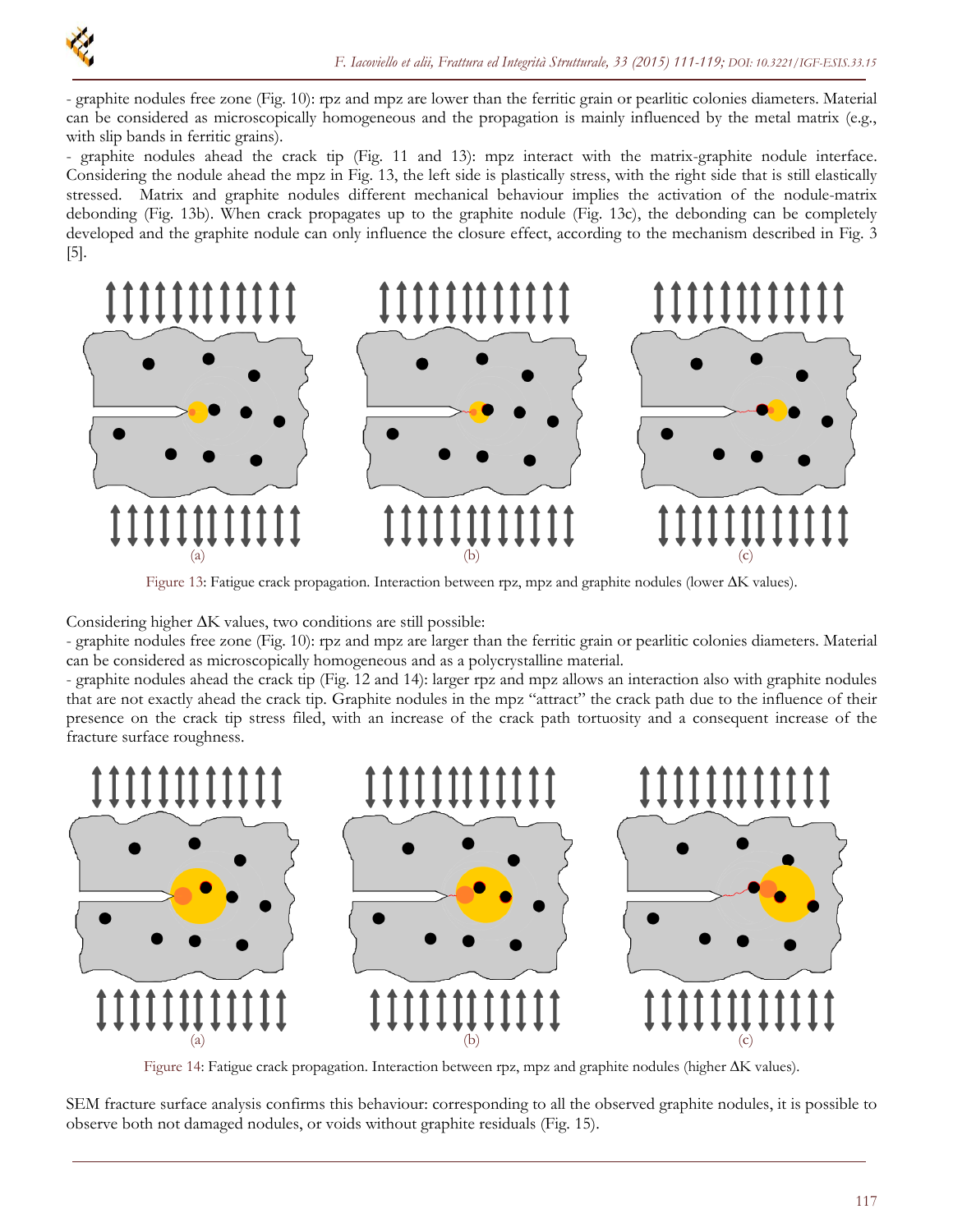- graphite nodules free zone (Fig. 10): rpz and mpz are lower than the ferritic grain or pearlitic colonies diameters. Material can be considered as microscopically homogeneous and the propagation is mainly influenced by the metal matrix (e.g., with slip bands in ferritic grains).

- graphite nodules ahead the crack tip (Fig. 11 and 13): mpz interact with the matrix-graphite nodule interface. Considering the nodule ahead the mpz in Fig. 13, the left side is plastically stress, with the right side that is still elastically stressed. Matrix and graphite nodules different mechanical behaviour implies the activation of the nodule-matrix debonding (Fig. 13b). When crack propagates up to the graphite nodule (Fig. 13c), the debonding can be completely developed and the graphite nodule can only influence the closure effect, according to the mechanism described in Fig. 3 [5].

Figure 13: Fatigue crack propagation. Interaction between rpz, mpz and graphite nodules (lower ΔK values).

Considering higher ΔK values, two conditions are still possible:

- graphite nodules free zone (Fig. 10): rpz and mpz are larger than the ferritic grain or pearlitic colonies diameters. Material can be considered as microscopically homogeneous and as a polycrystalline material.

- graphite nodules ahead the crack tip (Fig. 12 and 14): larger rpz and mpz allows an interaction also with graphite nodules that are not exactly ahead the crack tip. Graphite nodules in the mpz "attract" the crack path due to the influence of their presence on the crack tip stress filed, with an increase of the crack path tortuosity and a consequent increase of the fracture surface roughness.

Figure 14: Fatigue crack propagation. Interaction between rpz, mpz and graphite nodules (higher ΔK values).

SEM fracture surface analysis confirms this behaviour: corresponding to all the observed graphite nodules, it is possible to observe both not damaged nodules, or voids without graphite residuals (Fig. 15).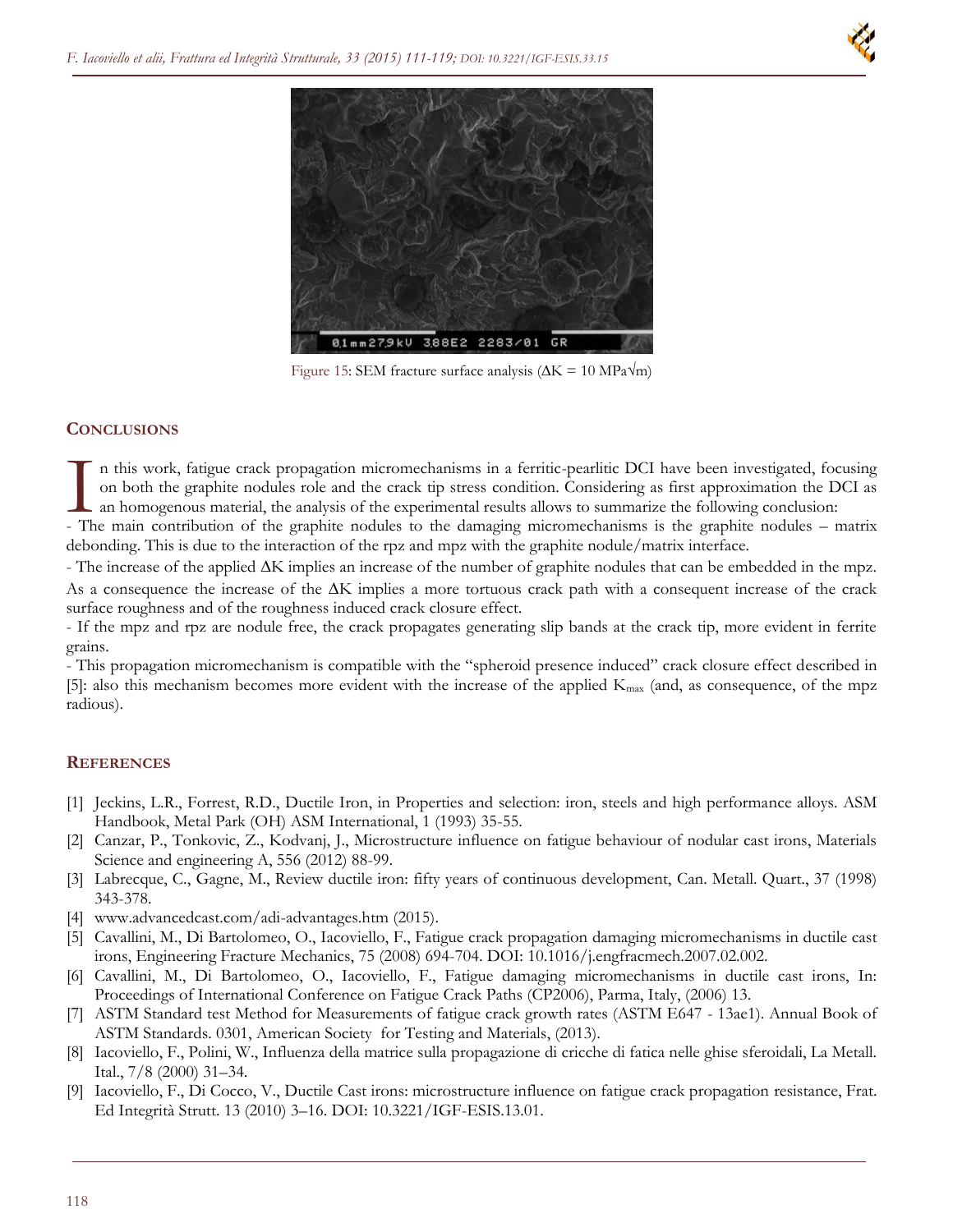Figure 15: SEM fracture surface analysis ($\Delta K$ = 10 MPa√m)

## CONCLUSIONS

In this work, fatigue crack propagation micromechanisms in a ferritic-pearlitic DCI have been investigated, focusing on both the graphite nodules role and the crack tip stress condition. Considering as first approximation the DCI as an homogenous material, the analysis of the experimental results allows to summarize the following conclusion:

- The main contribution of the graphite nodules to the damaging micromechanisms is the graphite nodules – matrix debonding. This is due to the interaction of the rpz and mpz with the graphite nodule/matrix interface.
- The increase of the applied $\Delta K$ implies an increase of the number of graphite nodules that can be embedded in the mpz. As a consequence the increase of the $\Delta K$ implies a more tortuous crack path with a consequent increase of the crack surface roughness and of the roughness induced crack closure effect.
- If the mpz and rpz are nodule free, the crack propagates generating slip bands at the crack tip, more evident in ferrite grains.
- This propagation micromechanism is compatible with the "spheroid presence induced" crack closure effect described in [5]: also this mechanism becomes more evident with the increase of the applied $K_{max}$ (and, as consequence, of the mpz radious).

## REFERENCES

[1] Jeckins, L.R., Forrest, R.D., Ductile Iron, in Properties and selection: iron, steels and high performance alloys. ASM Handbook, Metal Park (OH) ASM International, 1 (1993) 35-55.

[2] Canzar, P., Tonkovic, Z., Kodvanj, J., Microstructure influence on fatigue behaviour of nodular cast irons, Materials Science and engineering A, 556 (2012) 88-99.

[3] Labrecque, C., Gagne, M., Review ductile iron: fifty years of continuous development, Can. Metall. Quart., 37 (1998) 343-378.

[4] www.advancedcast.com/adi-advantages.htm (2015).

[5] Cavallini, M., Di Bartolomeo, O., Iacoviello, F., Fatigue crack propagation damaging micromechanisms in ductile cast irons, Engineering Fracture Mechanics, 75 (2008) 694-704. DOI: 10.1016/j.engfracmech.2007.02.002.

[6] Cavallini, M., Di Bartolomeo, O., Iacoviello, F., Fatigue damaging micromechanisms in ductile cast irons, In: Proceedings of International Conference on Fatigue Crack Paths (CP2006), Parma, Italy, (2006) 13.

[7] ASTM Standard test Method for Measurements of fatigue crack growth rates (ASTM E647 - 13ae1). Annual Book of ASTM Standards. 0301, American Society for Testing and Materials, (2013).

[8] Iacoviello, F., Polini, W., Influenza della matrice sulla propagazione di cricche di fatica nelle ghise sferoidali, La Metall. Ital., 7/8 (2000) 31–34.

[9] Iacoviello, F., Di Cocco, V., Ductile Cast irons: microstructure influence on fatigue crack propagation resistance, Frat. Ed Integrità Strutt. 13 (2010) 3–16. DOI: 10.3221/IGF-ESIS.13.01.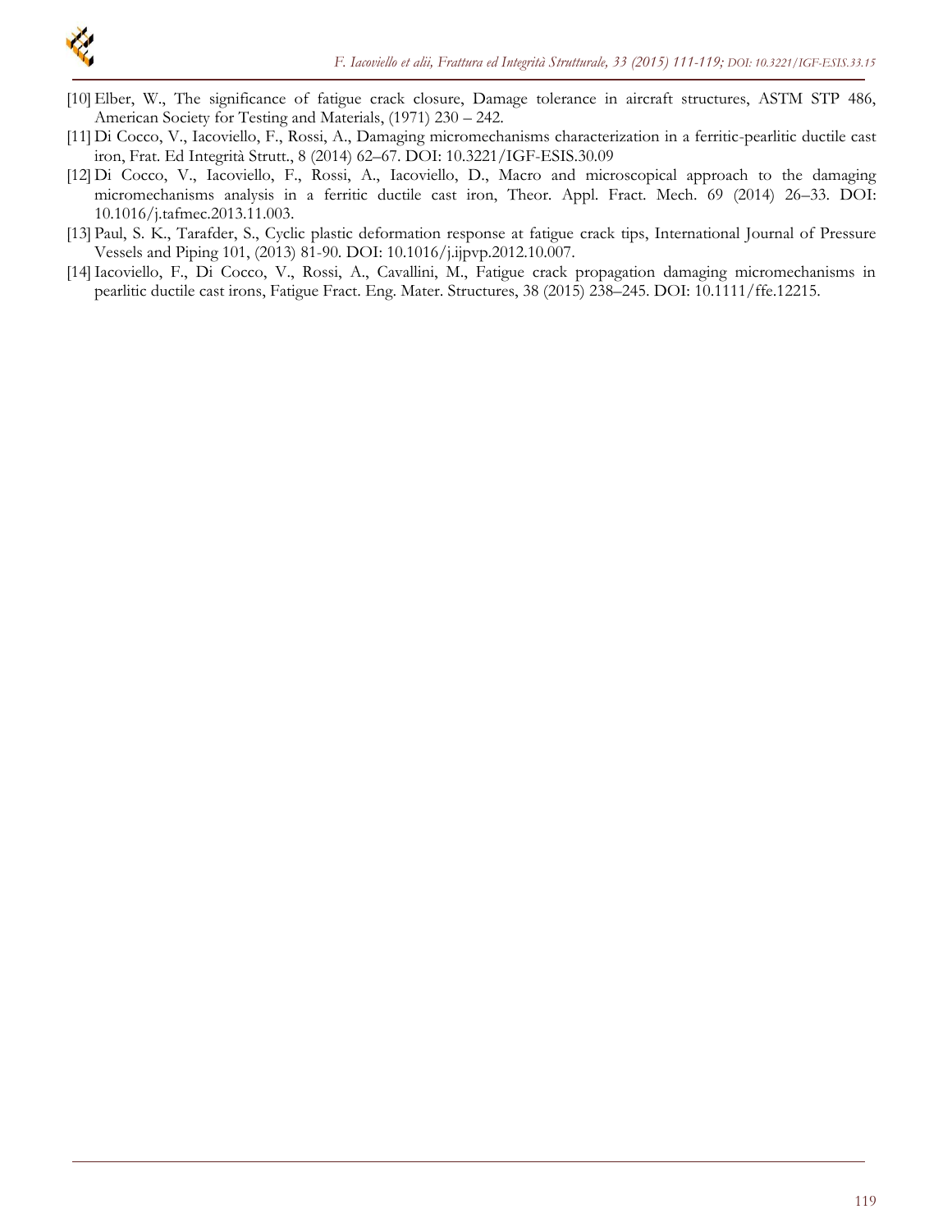[10] Elber, W., The significance of fatigue crack closure, Damage tolerance in aircraft structures, ASTM STP 486, American Society for Testing and Materials, (1971) 230 – 242.

[11] Di Cocco, V., Iacoviello, F., Rossi, A., Damaging micromechanisms characterization in a ferritic-pearlitic ductile cast iron, Frat. Ed Integrità Strutt., 8 (2014) 62–67. DOI: 10.3221/IGF-ESIS.30.09

[12] Di Cocco, V., Iacoviello, F., Rossi, A., Iacoviello, D., Macro and microscopical approach to the damaging micromechanisms analysis in a ferritic ductile cast iron, Theor. Appl. Fract. Mech. 69 (2014) 26–33. DOI: 10.1016/j.tafmec.2013.11.003.

[13] Paul, S. K., Tarafder, S., Cyclic plastic deformation response at fatigue crack tips, International Journal of Pressure Vessels and Piping 101, (2013) 81-90. DOI: 10.1016/j.ijpvp.2012.10.007.

[14] Iacoviello, F., Di Cocco, V., Rossi, A., Cavallini, M., Fatigue crack propagation damaging micromechanisms in pearlitic ductile cast irons, Fatigue Fract. Eng. Mater. Structures, 38 (2015) 238–245. DOI: 10.1111/ffe.12215.